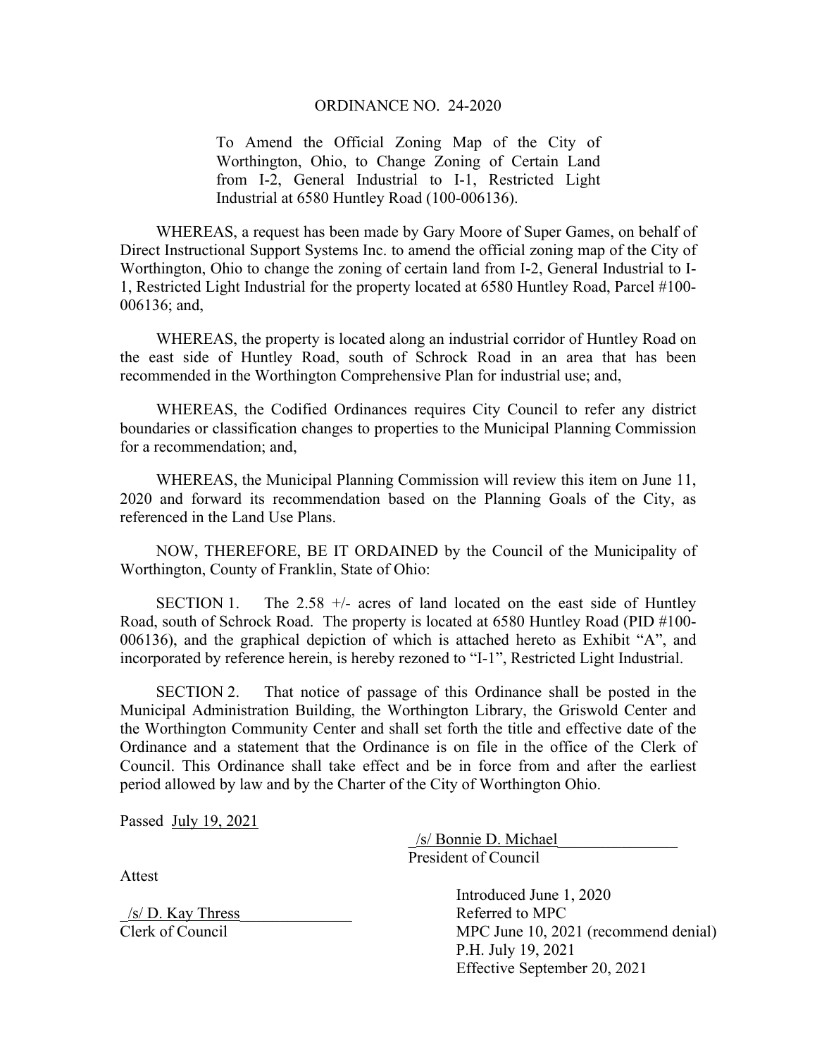# ORDINANCE NO. 24-2020

To Amend the Official Zoning Map of the City of Worthington, Ohio, to Change Zoning of Certain Land from I-2, General Industrial to I-1, Restricted Light Industrial at 6580 Huntley Road (100-006136).

WHEREAS, a request has been made by Gary Moore of Super Games, on behalf of Direct Instructional Support Systems Inc. to amend the official zoning map of the City of Worthington, Ohio to change the zoning of certain land from I-2, General Industrial to I-1, Restricted Light Industrial for the property located at 6580 Huntley Road, Parcel #100-006136; and,

WHEREAS, the property is located along an industrial corridor of Huntley Road on the east side of Huntley Road, south of Schrock Road in an area that has been recommended in the Worthington Comprehensive Plan for industrial use; and,

WHEREAS, the Codified Ordinances requires City Council to refer any district boundaries or classification changes to properties to the Municipal Planning Commission for a recommendation; and,

WHEREAS, the Municipal Planning Commission will review this item on June 11, 2020 and forward its recommendation based on the Planning Goals of the City, as referenced in the Land Use Plans.

NOW, THEREFORE, BE IT ORDAINED by the Council of the Municipality of Worthington, County of Franklin, State of Ohio:

SECTION 1. The 2.58 +/- acres of land located on the east side of Huntley Road, south of Schrock Road. The property is located at 6580 Huntley Road (PID #100-006136), and the graphical depiction of which is attached hereto as Exhibit "A", and incorporated by reference herein, is hereby rezoned to "I-1", Restricted Light Industrial.

SECTION 2. That notice of passage of this Ordinance shall be posted in the Municipal Administration Building, the Worthington Library, the Griswold Center and the Worthington Community Center and shall set forth the title and effective date of the Ordinance and a statement that the Ordinance is on file in the office of the Clerk of Council. This Ordinance shall take effect and be in force from and after the earliest period allowed by law and by the Charter of the City of Worthington Ohio.

Passed July 19, 2021

/s/ Bonnie D. Michael
President of Council

Attest

/s/ D. Kay Thress
Clerk of Council

Introduced June 1, 2020
Referred to MPC
MPC June 10, 2021 (recommend denial)
P.H. July 19, 2021
Effective September 20, 2021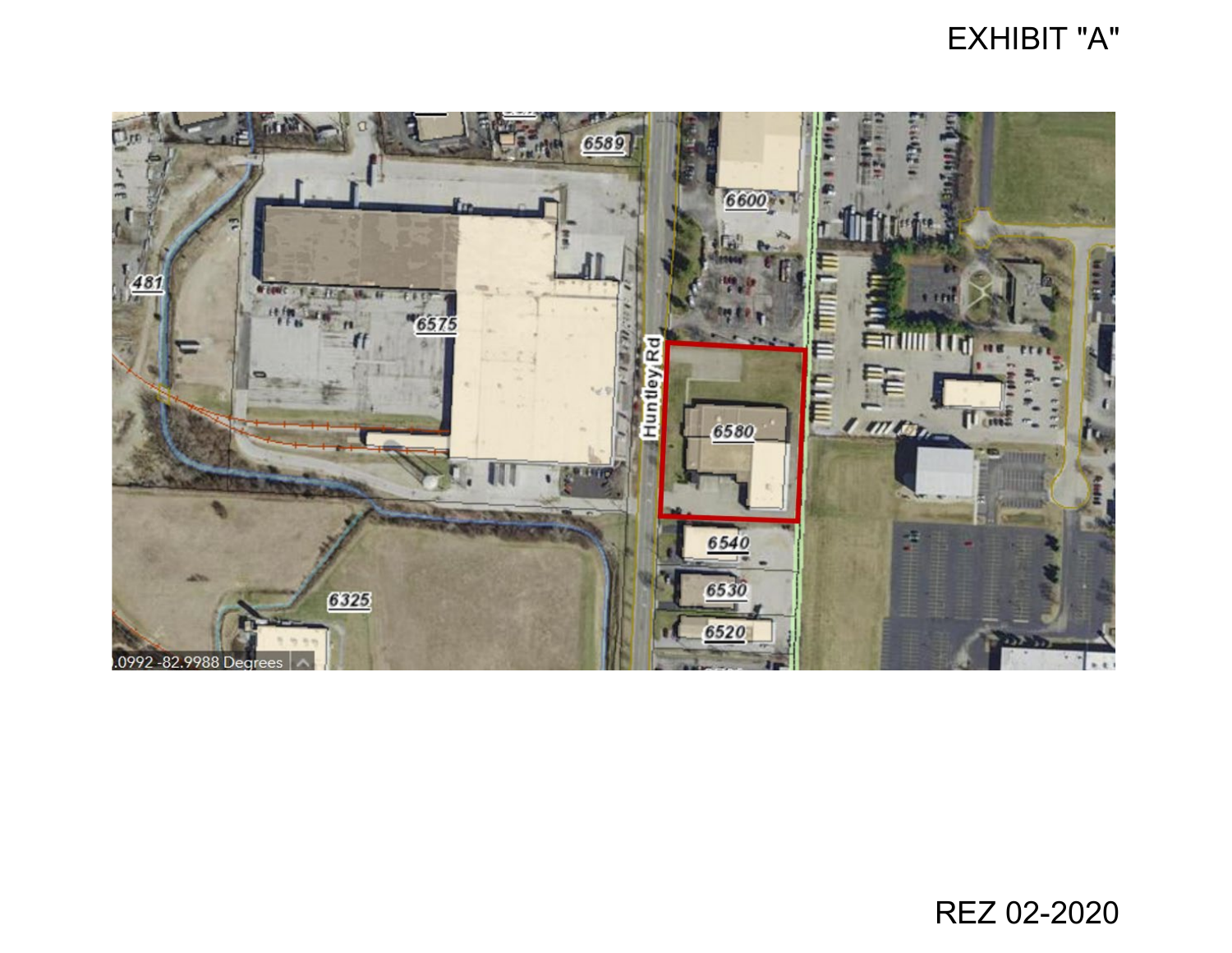EXHIBIT "A"

6589

6600

481

6575

Huntley Rd

6580

6540

6530

6325

6520

.0992 -82.9988 Degrees

REZ 02-2020